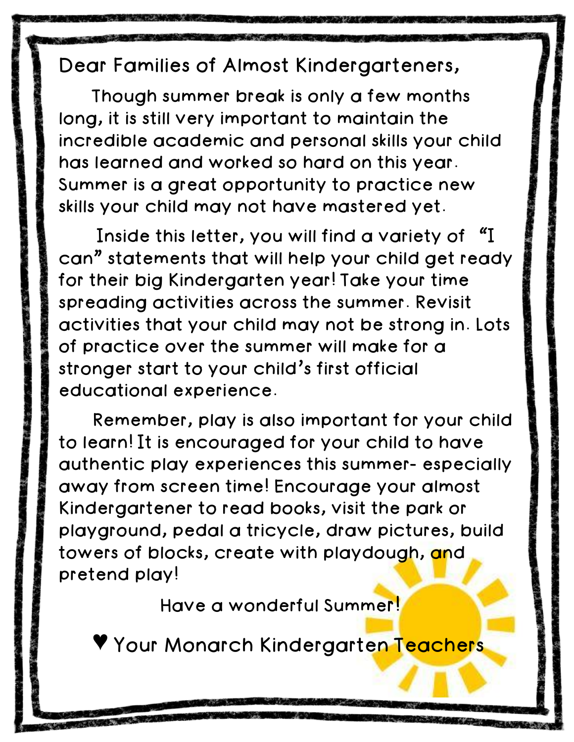Dear Families of Almost Kindergarteners,

Though summer break is only a few months long, it is still very important to maintain the incredible academic and personal skills your child has learned and worked so hard on this year. Summer is a great opportunity to practice new skills your child may not have mastered yet.

Inside this letter, you will find a variety of "I can" statements that will help your child get ready for their big Kindergarten year! Take your time spreading activities across the summer. Revisit activities that your child may not be strong in. Lots of practice over the summer will make for a stronger start to your child's first official educational experience.

Remember, play is also important for your child to learn! It is encouraged for your child to have authentic play experiences this summer- especially away from screen time! Encourage your almost Kindergartener to read books, visit the park or playground, pedal a tricycle, draw pictures, build towers of blocks, create with playdough, and pretend play!

Have a wonderful Summer!

♥ Your Monarch Kindergarten Teachers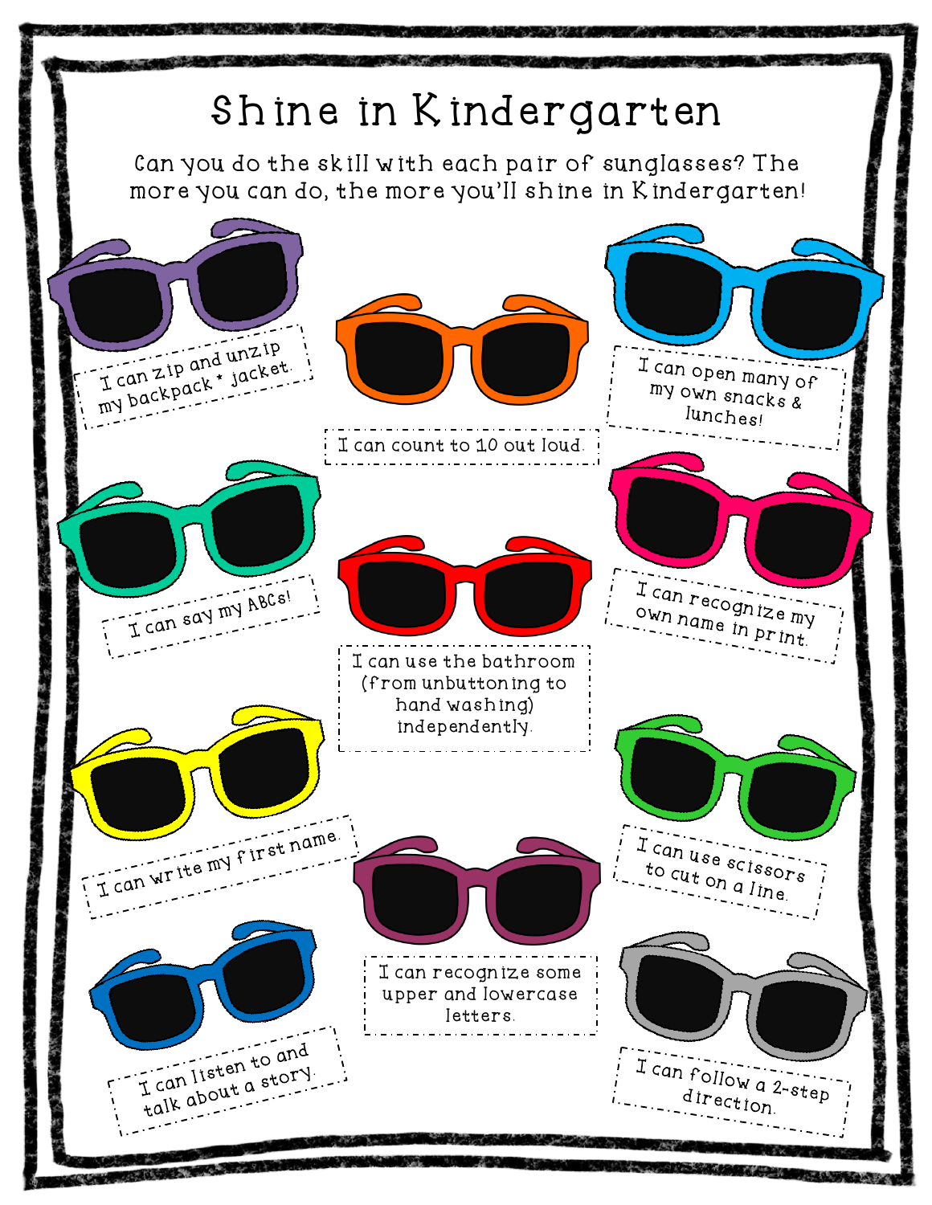# Shine in Kindergarten

Can you do the skill with each pair of sunglasses? The more you can do, the more you'll shine in Kindergarten!

- I can zip and unzip my backpack * jacket.
- I can count to 10 out loud.
- I can open many of my own snacks & lunches!
- I can say my ABCs!
- I can use the bathroom (from unbuttoning to hand washing) independently.
- I can recognize my own name in print.
- I can write my first name.
- I can use scissors to cut on a line.
- I can recognize some upper and lowercase letters.
- I can listen to and talk about a story.
- I can follow a 2-step direction.